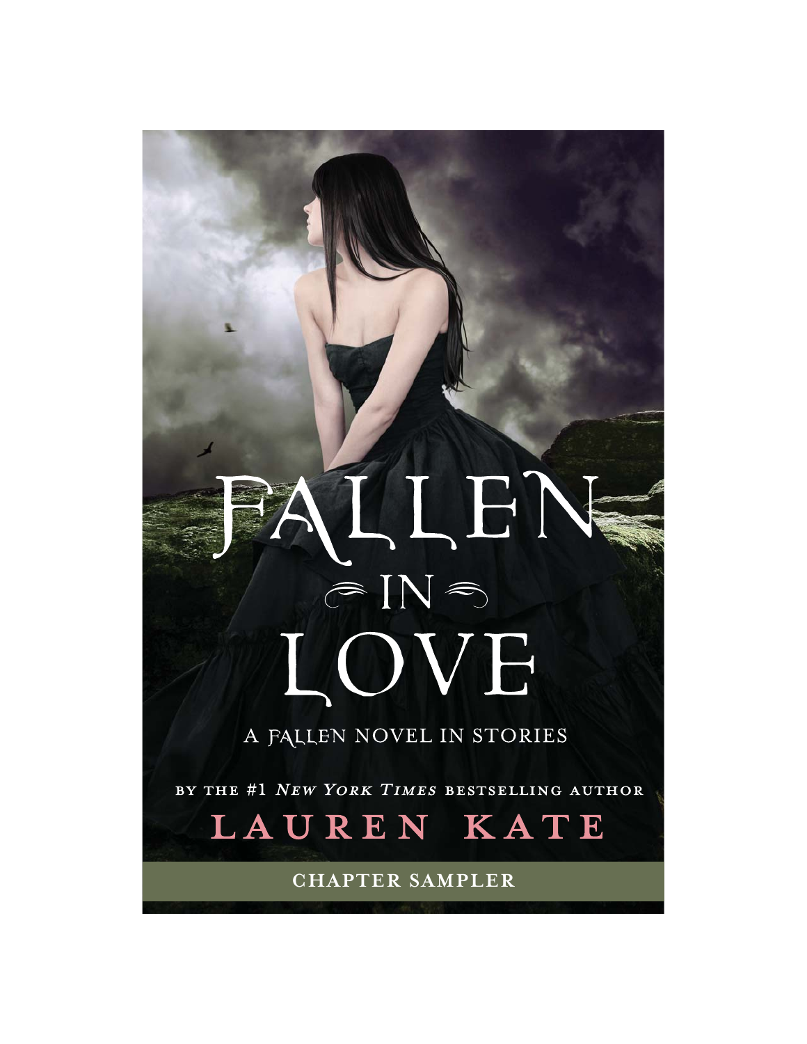# FALLEN IN LOVE

A FALLEN NOVEL IN STORIES

BY THE #1 *NEW YORK TIMES* BESTSELLING AUTHOR

**LAUREN KATE**

**CHAPTER SAMPLER**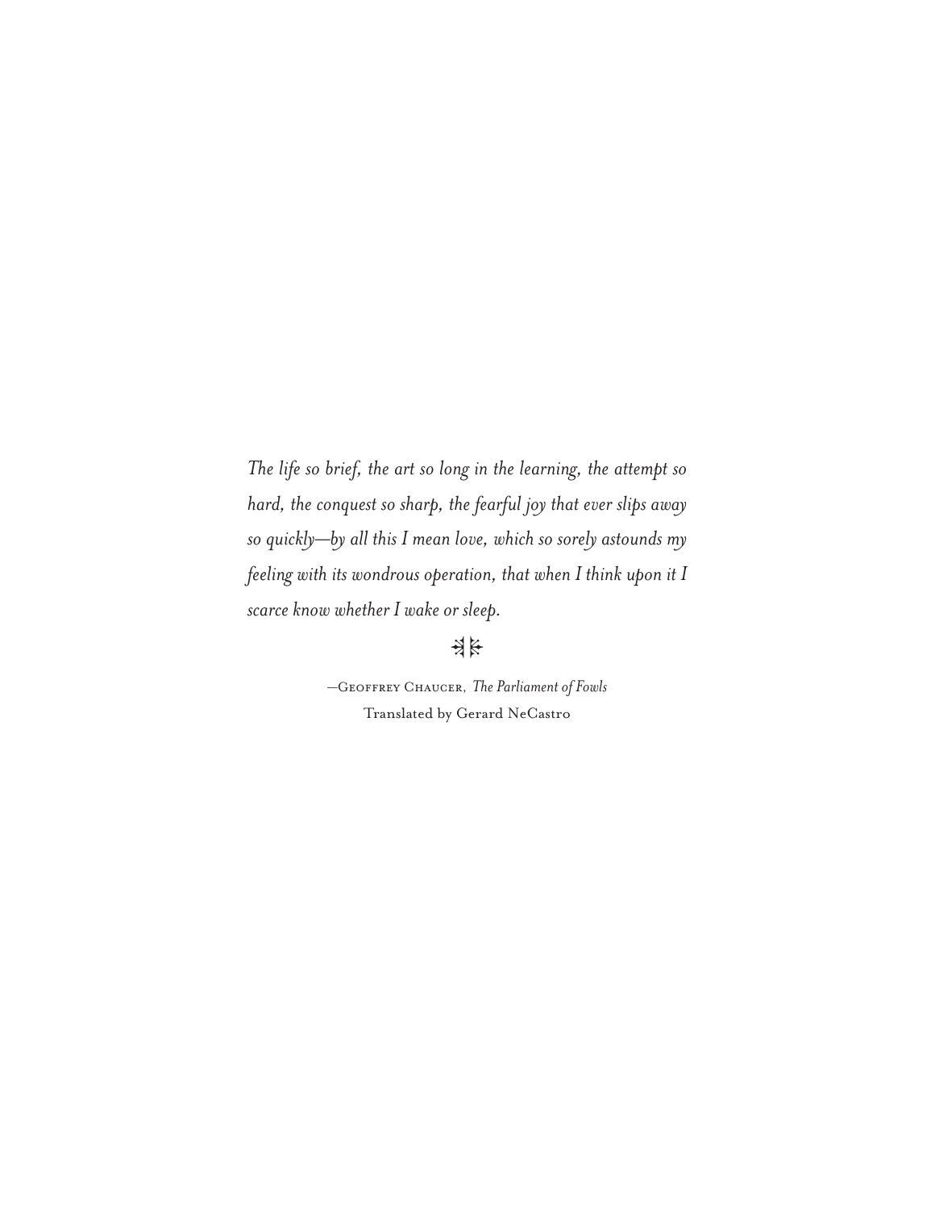*The life so brief, the art so long in the learning, the attempt so hard, the conquest so sharp, the fearful joy that ever slips away so quickly—by all this I mean love, which so sorely astounds my feeling with its wondrous operation, that when I think upon it I scarce know whether I wake or sleep.*

—Geoffrey Chaucer, *The Parliament of Fowls*
Translated by Gerard NeCastro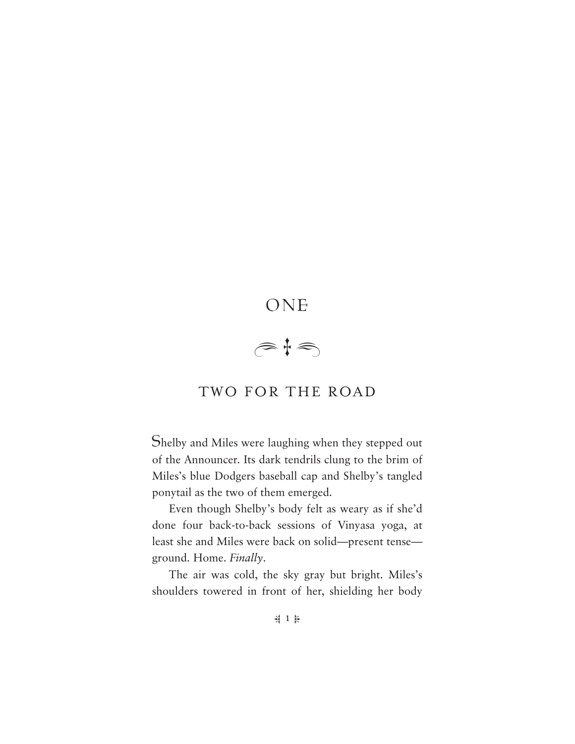# ONE

## TWO FOR THE ROAD

Shelby and Miles were laughing when they stepped out of the Announcer. Its dark tendrils clung to the brim of Miles's blue Dodgers baseball cap and Shelby's tangled ponytail as the two of them emerged.

Even though Shelby's body felt as weary as if she'd done four back-to-back sessions of Vinyasa yoga, at least she and Miles were back on solid—present tense—ground. Home. *Finally*.

The air was cold, the sky gray but bright. Miles's shoulders towered in front of her, shielding her body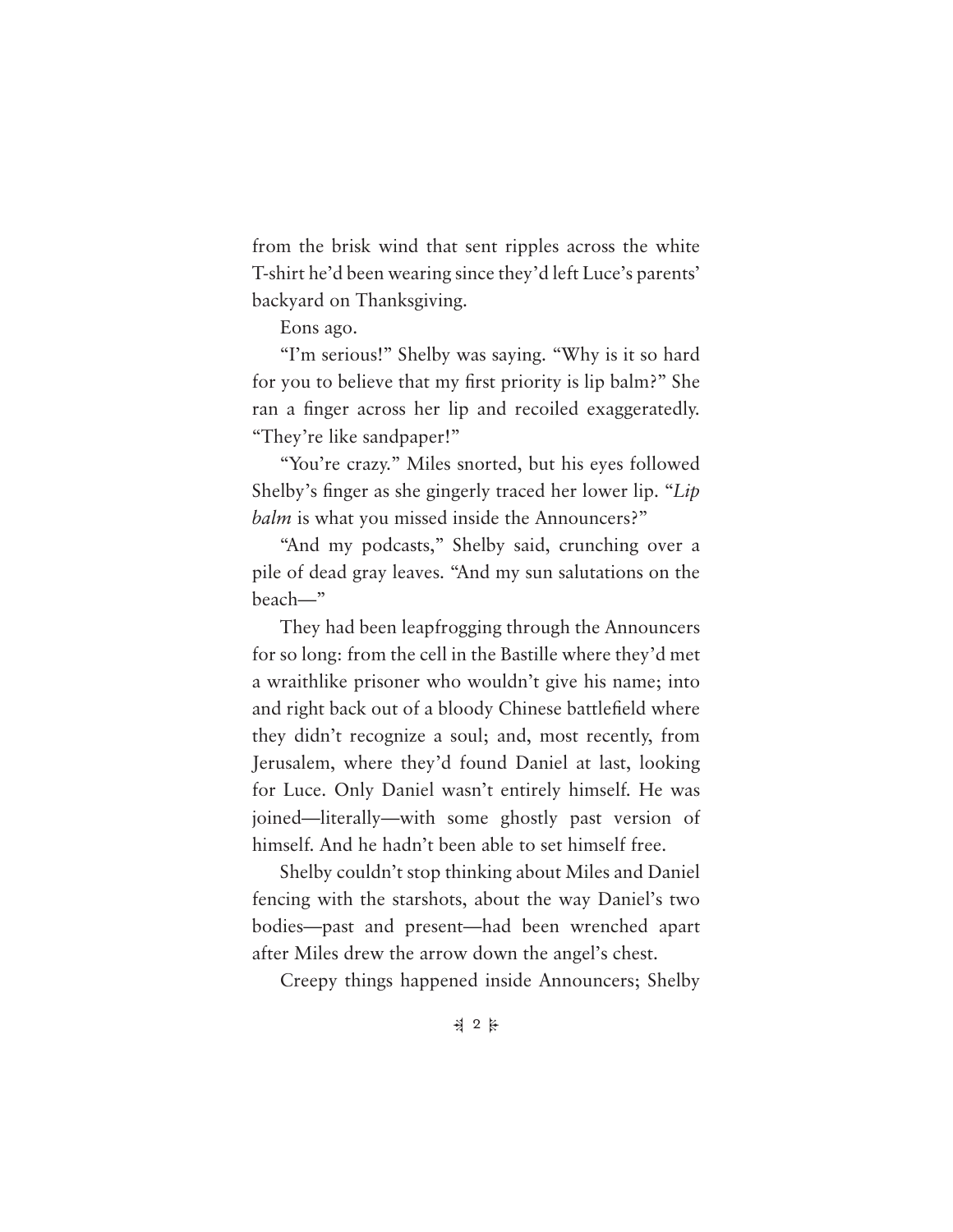from the brisk wind that sent ripples across the white T-shirt he'd been wearing since they'd left Luce's parents' backyard on Thanksgiving.

Eons ago.

"I'm serious!" Shelby was saying. "Why is it so hard for you to believe that my first priority is lip balm?" She ran a finger across her lip and recoiled exaggeratedly. "They're like sandpaper!"

"You're crazy." Miles snorted, but his eyes followed Shelby's finger as she gingerly traced her lower lip. "*Lip balm* is what you missed inside the Announcers?"

"And my podcasts," Shelby said, crunching over a pile of dead gray leaves. "And my sun salutations on the beach—"

They had been leapfrogging through the Announcers for so long: from the cell in the Bastille where they'd met a wraithlike prisoner who wouldn't give his name; into and right back out of a bloody Chinese battlefield where they didn't recognize a soul; and, most recently, from Jerusalem, where they'd found Daniel at last, looking for Luce. Only Daniel wasn't entirely himself. He was joined—literally—with some ghostly past version of himself. And he hadn't been able to set himself free.

Shelby couldn't stop thinking about Miles and Daniel fencing with the starshots, about the way Daniel's two bodies—past and present—had been wrenched apart after Miles drew the arrow down the angel's chest.

Creepy things happened inside Announcers; Shelby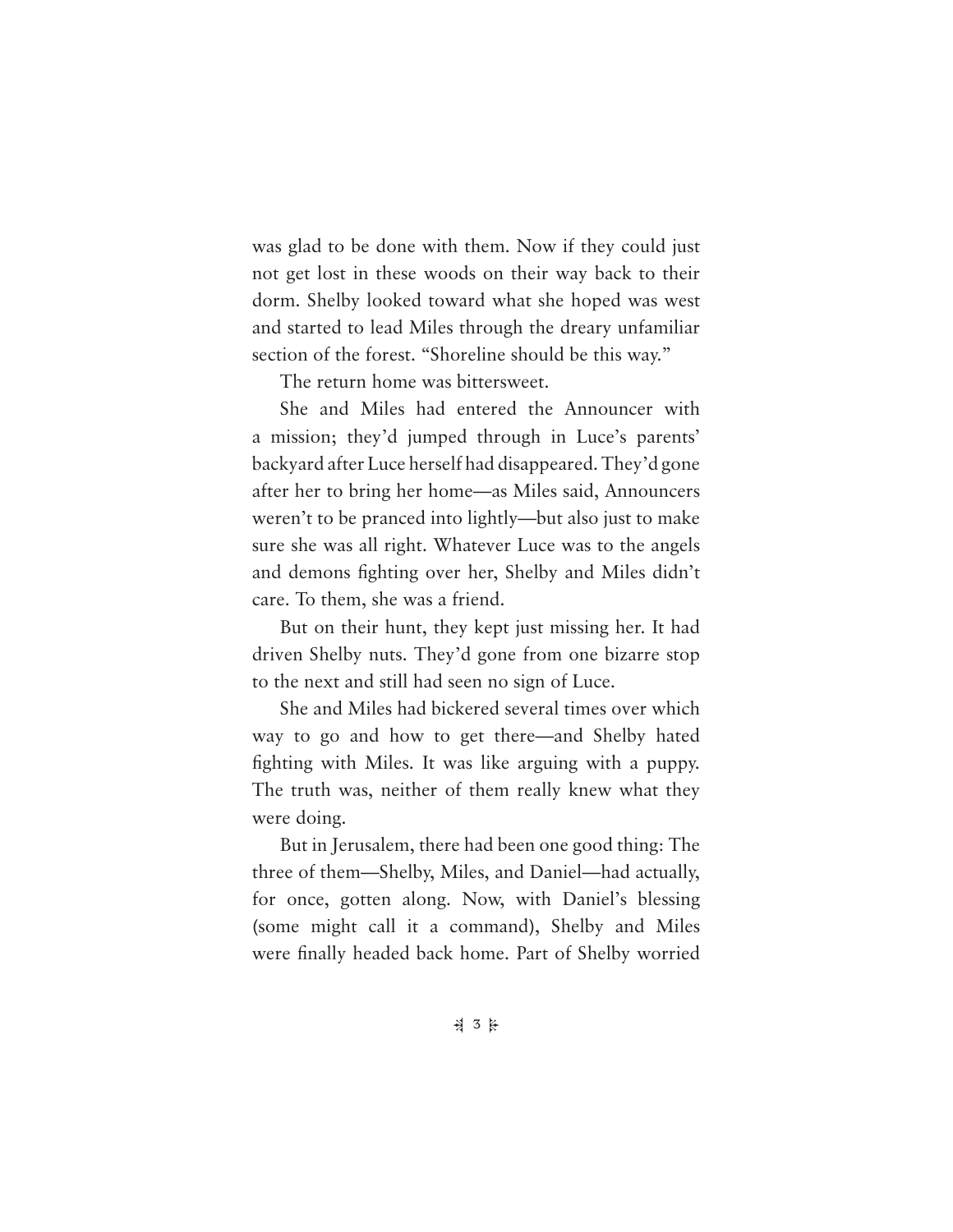was glad to be done with them. Now if they could just not get lost in these woods on their way back to their dorm. Shelby looked toward what she hoped was west and started to lead Miles through the dreary unfamiliar section of the forest. "Shoreline should be this way."

The return home was bittersweet.

She and Miles had entered the Announcer with a mission; they'd jumped through in Luce's parents' backyard after Luce herself had disappeared. They'd gone after her to bring her home—as Miles said, Announcers weren't to be pranced into lightly—but also just to make sure she was all right. Whatever Luce was to the angels and demons fighting over her, Shelby and Miles didn't care. To them, she was a friend.

But on their hunt, they kept just missing her. It had driven Shelby nuts. They'd gone from one bizarre stop to the next and still had seen no sign of Luce.

She and Miles had bickered several times over which way to go and how to get there—and Shelby hated fighting with Miles. It was like arguing with a puppy. The truth was, neither of them really knew what they were doing.

But in Jerusalem, there had been one good thing: The three of them—Shelby, Miles, and Daniel—had actually, for once, gotten along. Now, with Daniel's blessing (some might call it a command), Shelby and Miles were finally headed back home. Part of Shelby worried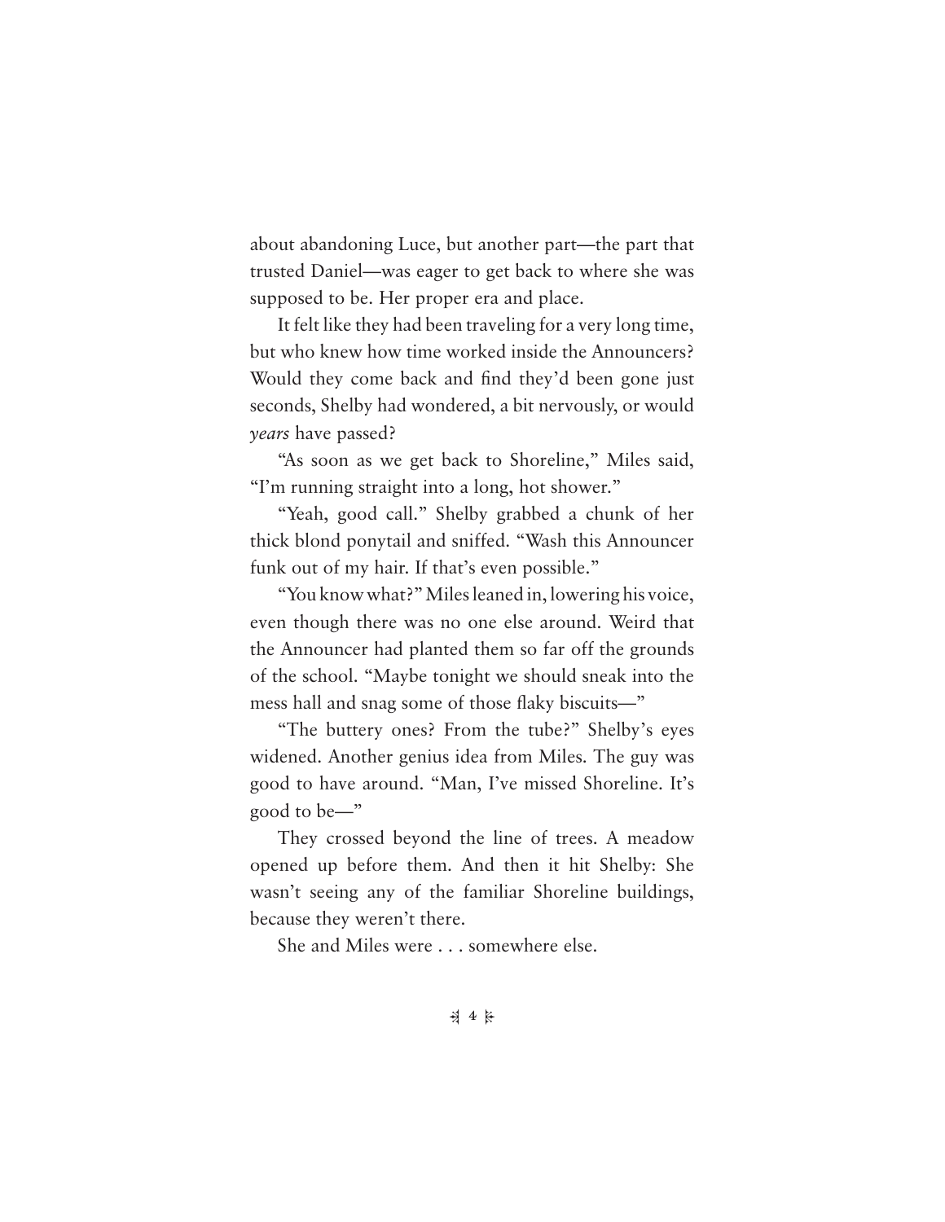about abandoning Luce, but another part—the part that trusted Daniel—was eager to get back to where she was supposed to be. Her proper era and place.

It felt like they had been traveling for a very long time, but who knew how time worked inside the Announcers? Would they come back and find they'd been gone just seconds, Shelby had wondered, a bit nervously, or would *years* have passed?

"As soon as we get back to Shoreline," Miles said, "I'm running straight into a long, hot shower."

"Yeah, good call." Shelby grabbed a chunk of her thick blond ponytail and sniffed. "Wash this Announcer funk out of my hair. If that's even possible."

"You know what?" Miles leaned in, lowering his voice, even though there was no one else around. Weird that the Announcer had planted them so far off the grounds of the school. "Maybe tonight we should sneak into the mess hall and snag some of those flaky biscuits—"

"The buttery ones? From the tube?" Shelby's eyes widened. Another genius idea from Miles. The guy was good to have around. "Man, I've missed Shoreline. It's good to be—"

They crossed beyond the line of trees. A meadow opened up before them. And then it hit Shelby: She wasn't seeing any of the familiar Shoreline buildings, because they weren't there.

She and Miles were . . . somewhere else.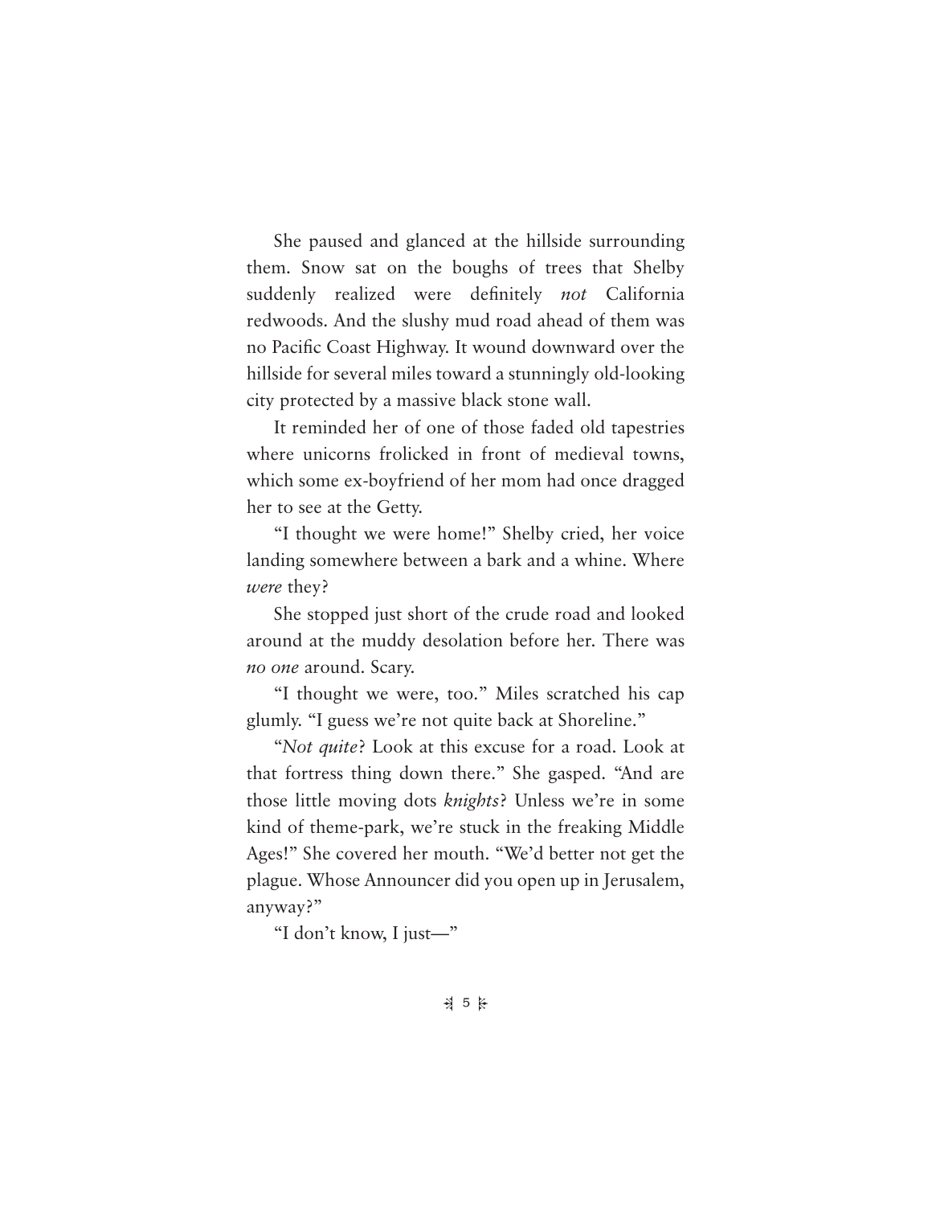She paused and glanced at the hillside surrounding them. Snow sat on the boughs of trees that Shelby suddenly realized were definitely *not* California redwoods. And the slushy mud road ahead of them was no Pacific Coast Highway. It wound downward over the hillside for several miles toward a stunningly old-looking city protected by a massive black stone wall.

It reminded her of one of those faded old tapestries where unicorns frolicked in front of medieval towns, which some ex-boyfriend of her mom had once dragged her to see at the Getty.

"I thought we were home!" Shelby cried, her voice landing somewhere between a bark and a whine. Where *were* they?

She stopped just short of the crude road and looked around at the muddy desolation before her. There was *no one* around. Scary.

"I thought we were, too." Miles scratched his cap glumly. "I guess we're not quite back at Shoreline."

"*Not quite*? Look at this excuse for a road. Look at that fortress thing down there." She gasped. "And are those little moving dots *knights*? Unless we're in some kind of theme-park, we're stuck in the freaking Middle Ages!" She covered her mouth. "We'd better not get the plague. Whose Announcer did you open up in Jerusalem, anyway?"

"I don't know, I just—"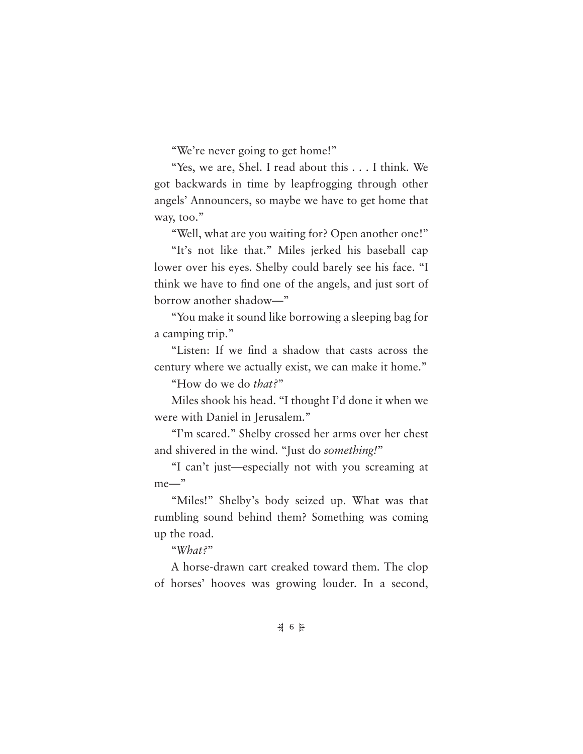"We're never going to get home!"

"Yes, we are, Shel. I read about this . . . I think. We got backwards in time by leapfrogging through other angels' Announcers, so maybe we have to get home that way, too."

"Well, what are you waiting for? Open another one!"

"It's not like that." Miles jerked his baseball cap lower over his eyes. Shelby could barely see his face. "I think we have to find one of the angels, and just sort of borrow another shadow—"

"You make it sound like borrowing a sleeping bag for a camping trip."

"Listen: If we find a shadow that casts across the century where we actually exist, we can make it home."

"How do we do *that?*"

Miles shook his head. "I thought I'd done it when we were with Daniel in Jerusalem."

"I'm scared." Shelby crossed her arms over her chest and shivered in the wind. "Just do *something!*"

"I can't just—especially not with you screaming at me—"

"Miles!" Shelby's body seized up. What was that rumbling sound behind them? Something was coming up the road.

"*What?*"

A horse-drawn cart creaked toward them. The clop of horses' hooves was growing louder. In a second,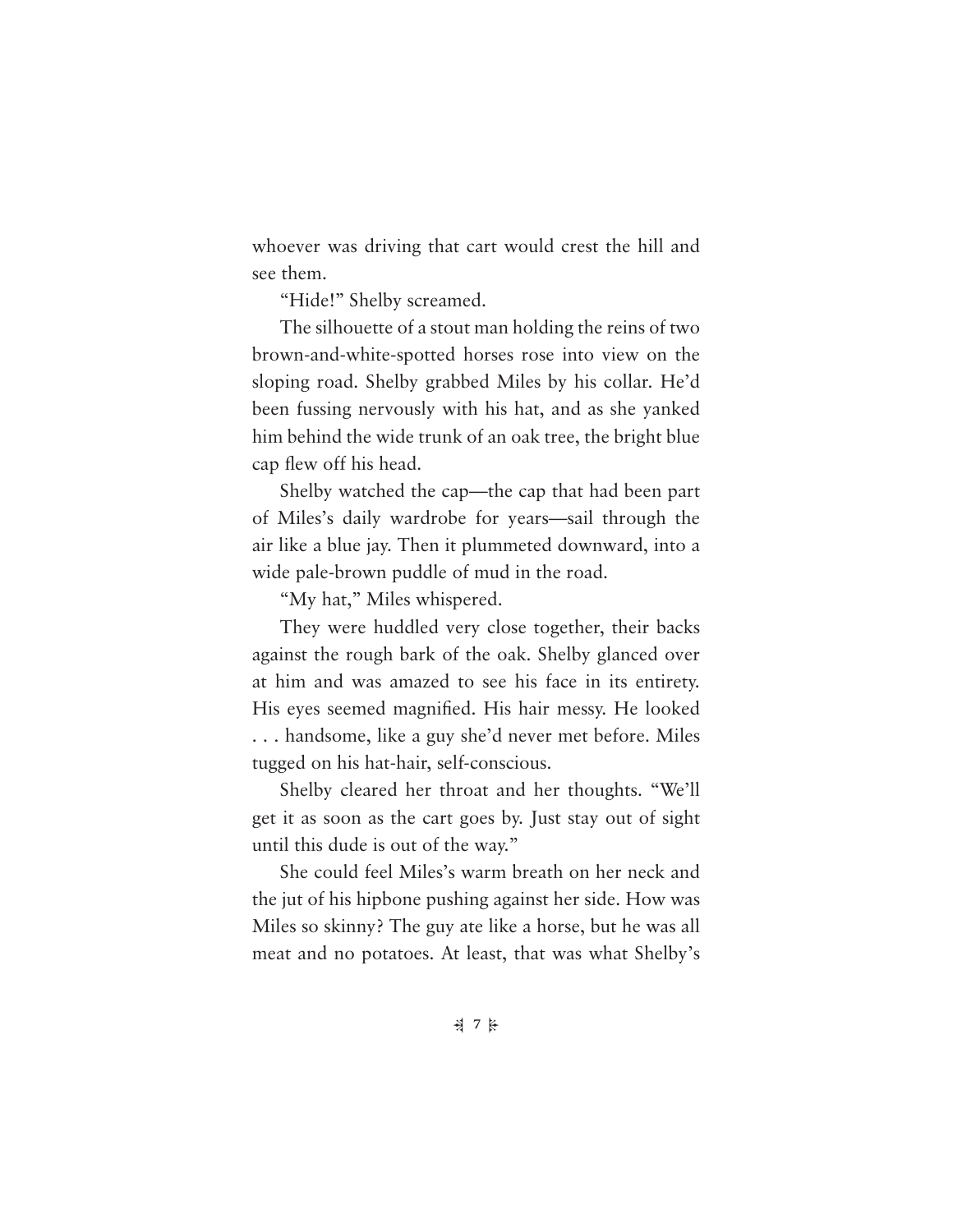whoever was driving that cart would crest the hill and see them.

"Hide!" Shelby screamed.

The silhouette of a stout man holding the reins of two brown-and-white-spotted horses rose into view on the sloping road. Shelby grabbed Miles by his collar. He'd been fussing nervously with his hat, and as she yanked him behind the wide trunk of an oak tree, the bright blue cap flew off his head.

Shelby watched the cap—the cap that had been part of Miles's daily wardrobe for years—sail through the air like a blue jay. Then it plummeted downward, into a wide pale-brown puddle of mud in the road.

"My hat," Miles whispered.

They were huddled very close together, their backs against the rough bark of the oak. Shelby glanced over at him and was amazed to see his face in its entirety. His eyes seemed magnified. His hair messy. He looked . . . handsome, like a guy she'd never met before. Miles tugged on his hat-hair, self-conscious.

Shelby cleared her throat and her thoughts. "We'll get it as soon as the cart goes by. Just stay out of sight until this dude is out of the way."

She could feel Miles's warm breath on her neck and the jut of his hipbone pushing against her side. How was Miles so skinny? The guy ate like a horse, but he was all meat and no potatoes. At least, that was what Shelby's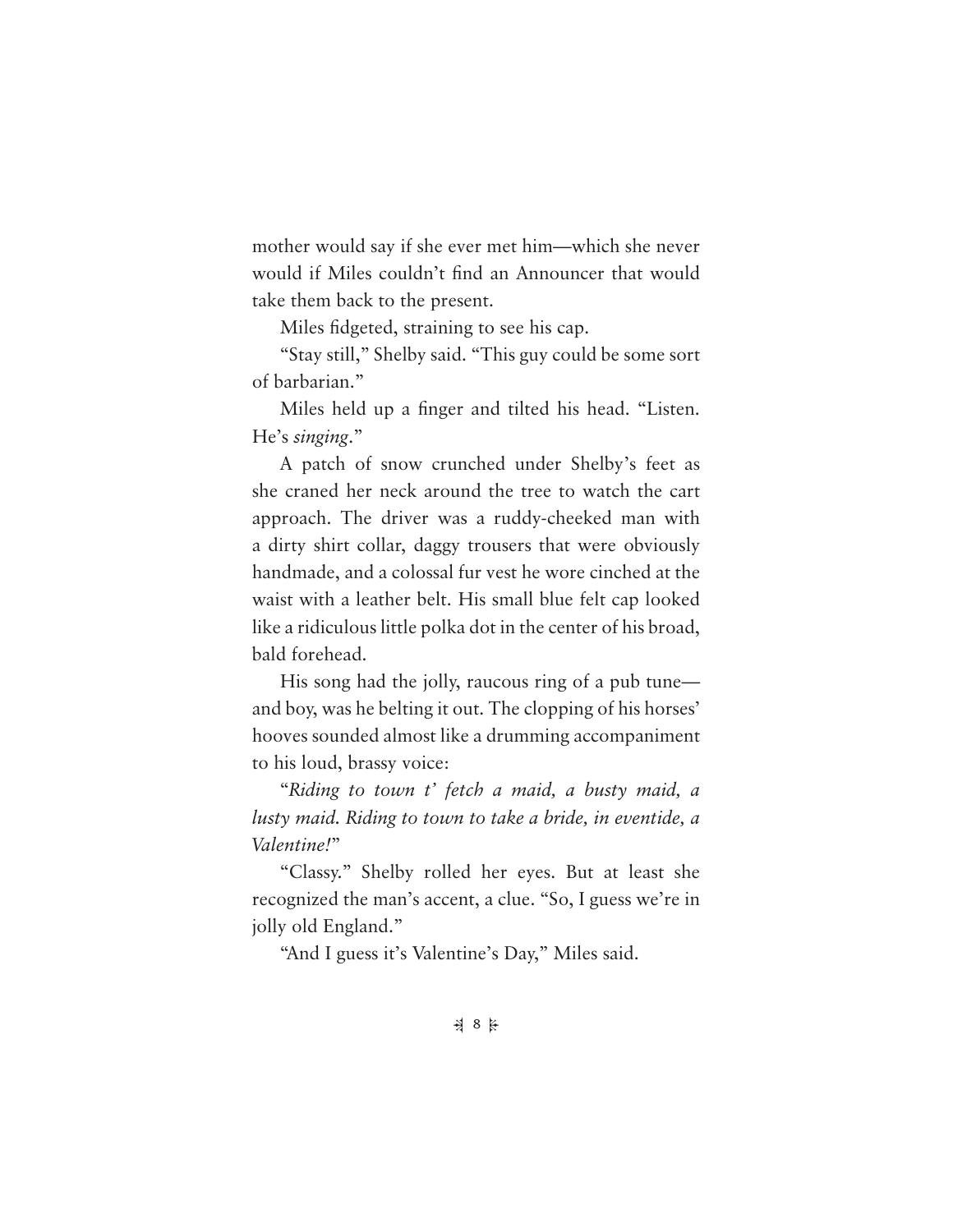mother would say if she ever met him—which she never would if Miles couldn't find an Announcer that would take them back to the present.

Miles fidgeted, straining to see his cap.

"Stay still," Shelby said. "This guy could be some sort of barbarian."

Miles held up a finger and tilted his head. "Listen. He's *singing*."

A patch of snow crunched under Shelby's feet as she craned her neck around the tree to watch the cart approach. The driver was a ruddy-cheeked man with a dirty shirt collar, daggy trousers that were obviously handmade, and a colossal fur vest he wore cinched at the waist with a leather belt. His small blue felt cap looked like a ridiculous little polka dot in the center of his broad, bald forehead.

His song had the jolly, raucous ring of a pub tune—and boy, was he belting it out. The clopping of his horses' hooves sounded almost like a drumming accompaniment to his loud, brassy voice:

"*Riding to town t' fetch a maid, a busty maid, a lusty maid. Riding to town to take a bride, in eventide, a Valentine!*"

"Classy." Shelby rolled her eyes. But at least she recognized the man's accent, a clue. "So, I guess we're in jolly old England."

"And I guess it's Valentine's Day," Miles said.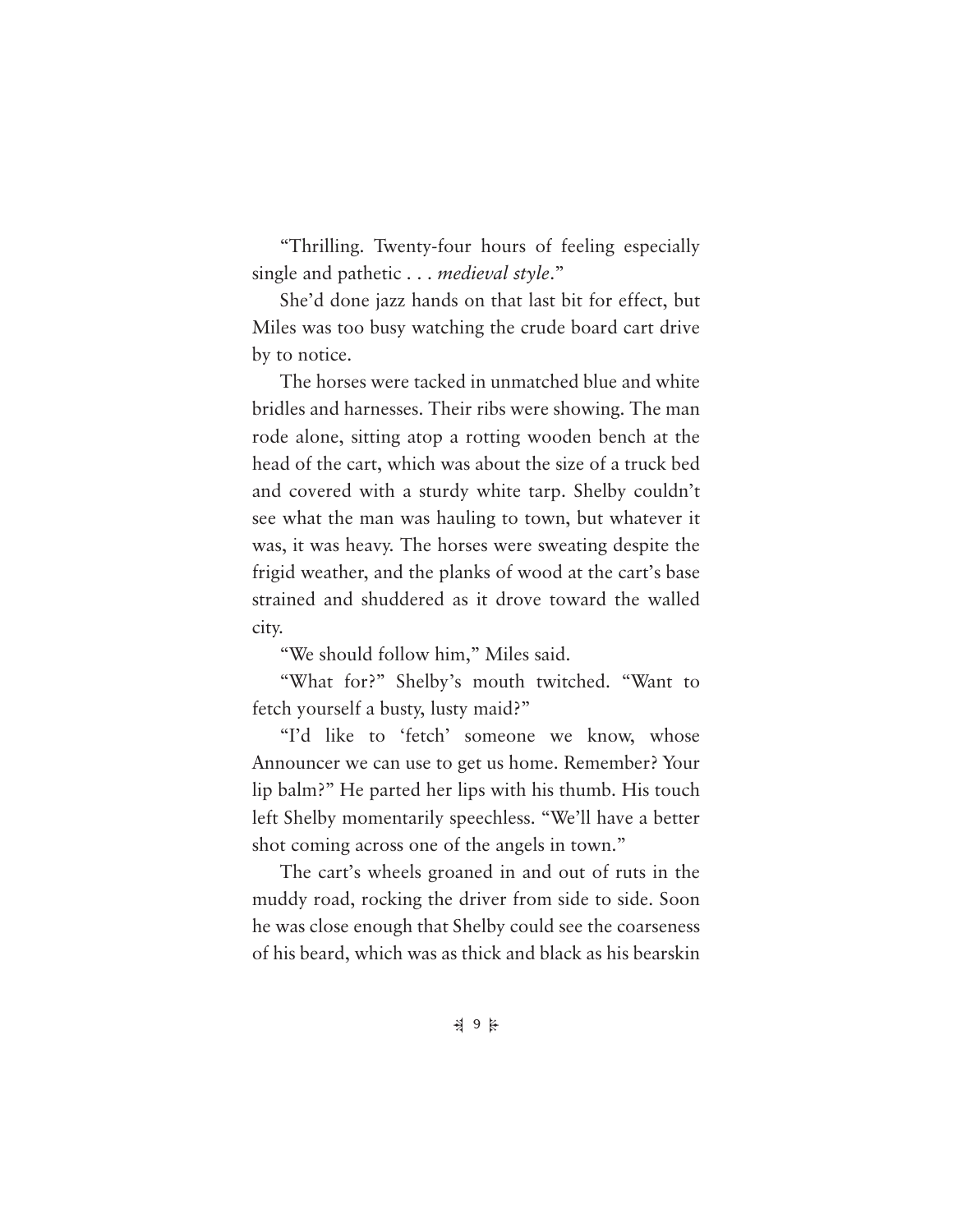"Thrilling. Twenty-four hours of feeling especially single and pathetic . . . *medieval style*."

She'd done jazz hands on that last bit for effect, but Miles was too busy watching the crude board cart drive by to notice.

The horses were tacked in unmatched blue and white bridles and harnesses. Their ribs were showing. The man rode alone, sitting atop a rotting wooden bench at the head of the cart, which was about the size of a truck bed and covered with a sturdy white tarp. Shelby couldn't see what the man was hauling to town, but whatever it was, it was heavy. The horses were sweating despite the frigid weather, and the planks of wood at the cart's base strained and shuddered as it drove toward the walled city.

"We should follow him," Miles said.

"What for?" Shelby's mouth twitched. "Want to fetch yourself a busty, lusty maid?"

"I'd like to 'fetch' someone we know, whose Announcer we can use to get us home. Remember? Your lip balm?" He parted her lips with his thumb. His touch left Shelby momentarily speechless. "We'll have a better shot coming across one of the angels in town."

The cart's wheels groaned in and out of ruts in the muddy road, rocking the driver from side to side. Soon he was close enough that Shelby could see the coarseness of his beard, which was as thick and black as his bearskin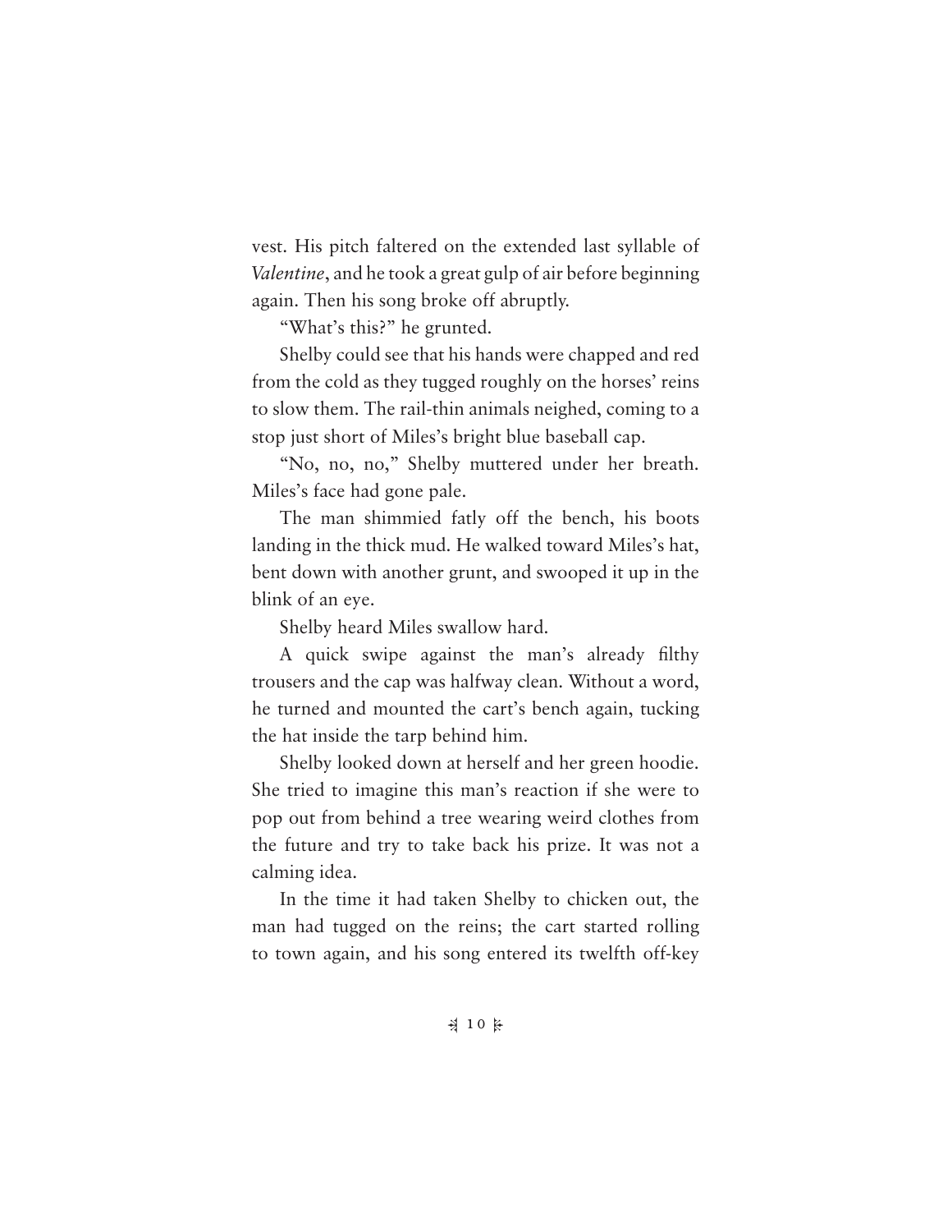vest. His pitch faltered on the extended last syllable of *Valentine*, and he took a great gulp of air before beginning again. Then his song broke off abruptly.

"What's this?" he grunted.

Shelby could see that his hands were chapped and red from the cold as they tugged roughly on the horses' reins to slow them. The rail-thin animals neighed, coming to a stop just short of Miles's bright blue baseball cap.

"No, no, no," Shelby muttered under her breath. Miles's face had gone pale.

The man shimmied fatly off the bench, his boots landing in the thick mud. He walked toward Miles's hat, bent down with another grunt, and swooped it up in the blink of an eye.

Shelby heard Miles swallow hard.

A quick swipe against the man's already filthy trousers and the cap was halfway clean. Without a word, he turned and mounted the cart's bench again, tucking the hat inside the tarp behind him.

Shelby looked down at herself and her green hoodie. She tried to imagine this man's reaction if she were to pop out from behind a tree wearing weird clothes from the future and try to take back his prize. It was not a calming idea.

In the time it had taken Shelby to chicken out, the man had tugged on the reins; the cart started rolling to town again, and his song entered its twelfth off-key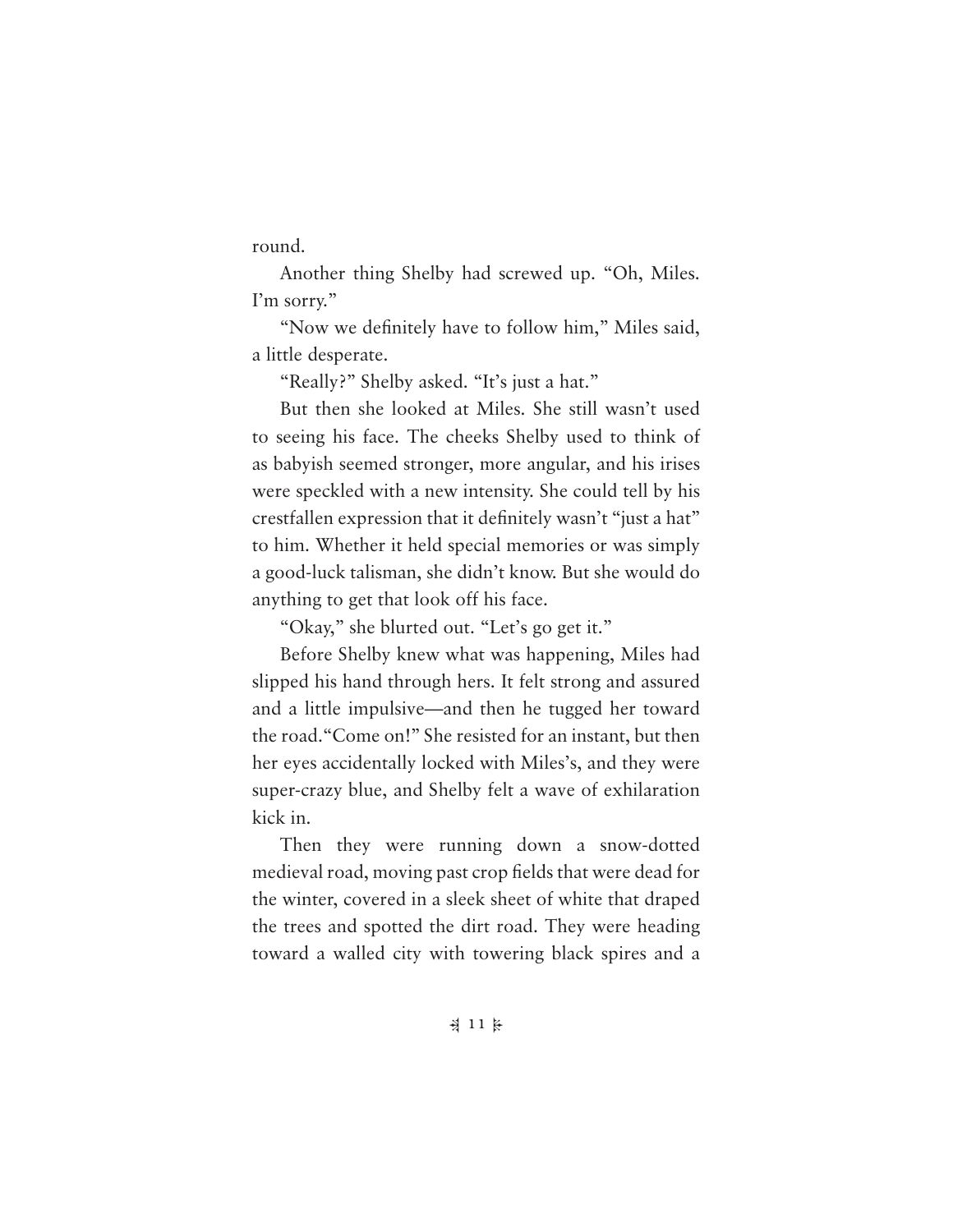round.

Another thing Shelby had screwed up. “Oh, Miles. I’m sorry.”

“Now we definitely have to follow him,” Miles said, a little desperate.

“Really?” Shelby asked. “It’s just a hat.”

But then she looked at Miles. She still wasn’t used to seeing his face. The cheeks Shelby used to think of as babyish seemed stronger, more angular, and his irises were speckled with a new intensity. She could tell by his crestfallen expression that it definitely wasn’t “just a hat” to him. Whether it held special memories or was simply a good-luck talisman, she didn’t know. But she would do anything to get that look off his face.

“Okay,” she blurted out. “Let’s go get it.”

Before Shelby knew what was happening, Miles had slipped his hand through hers. It felt strong and assured and a little impulsive—and then he tugged her toward the road. “Come on!” She resisted for an instant, but then her eyes accidentally locked with Miles’s, and they were super-crazy blue, and Shelby felt a wave of exhilaration kick in.

Then they were running down a snow-dotted medieval road, moving past crop fields that were dead for the winter, covered in a sleek sheet of white that draped the trees and spotted the dirt road. They were heading toward a walled city with towering black spires and a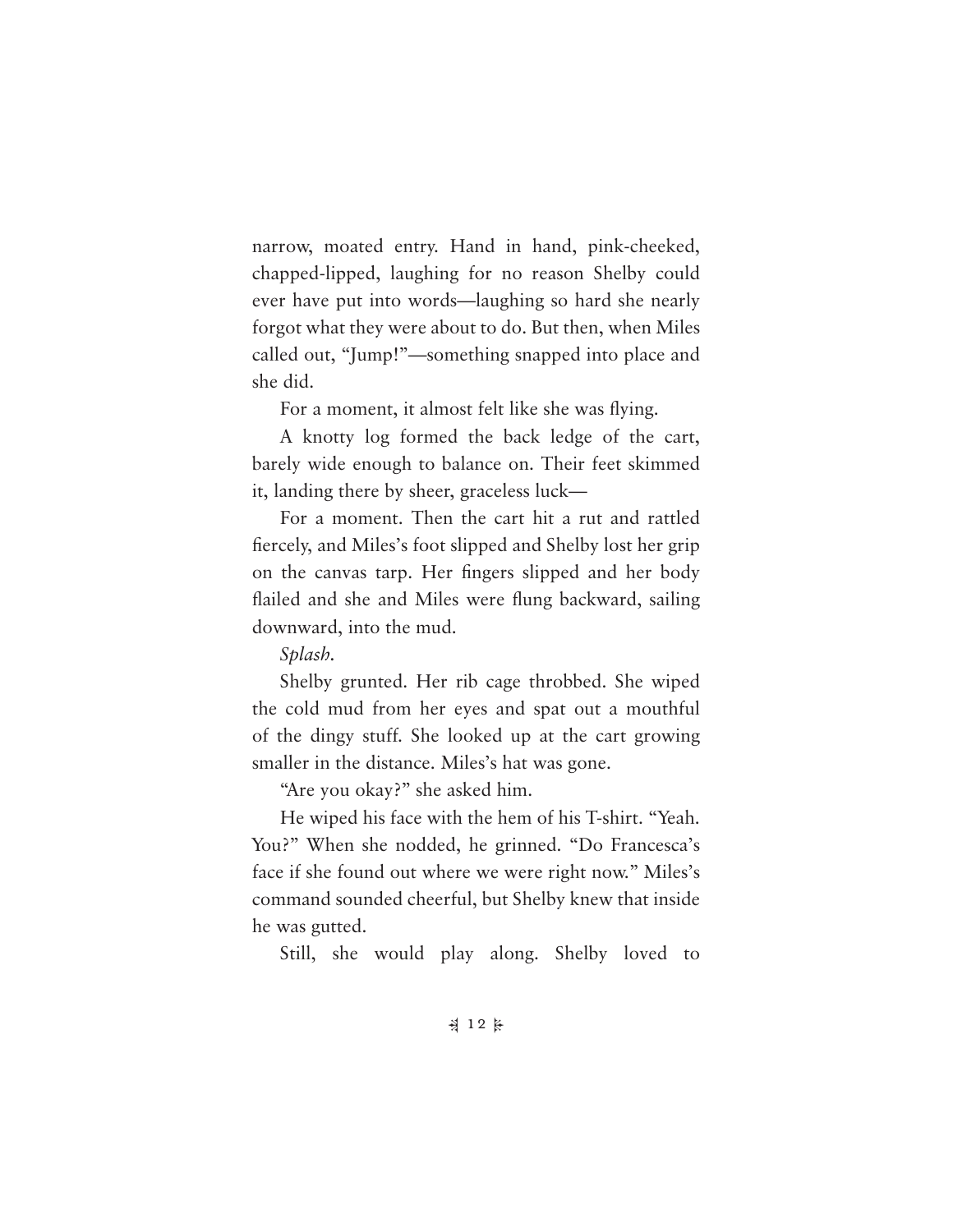narrow, moated entry. Hand in hand, pink-cheeked, chapped-lipped, laughing for no reason Shelby could ever have put into words—laughing so hard she nearly forgot what they were about to do. But then, when Miles called out, "Jump!"—something snapped into place and she did.

For a moment, it almost felt like she was flying.

A knotty log formed the back ledge of the cart, barely wide enough to balance on. Their feet skimmed it, landing there by sheer, graceless luck—

For a moment. Then the cart hit a rut and rattled fiercely, and Miles's foot slipped and Shelby lost her grip on the canvas tarp. Her fingers slipped and her body flailed and she and Miles were flung backward, sailing downward, into the mud.

*Splash.*

Shelby grunted. Her rib cage throbbed. She wiped the cold mud from her eyes and spat out a mouthful of the dingy stuff. She looked up at the cart growing smaller in the distance. Miles's hat was gone.

"Are you okay?" she asked him.

He wiped his face with the hem of his T-shirt. "Yeah. You?" When she nodded, he grinned. "Do Francesca's face if she found out where we were right now." Miles's command sounded cheerful, but Shelby knew that inside he was gutted.

Still, she would play along. Shelby loved to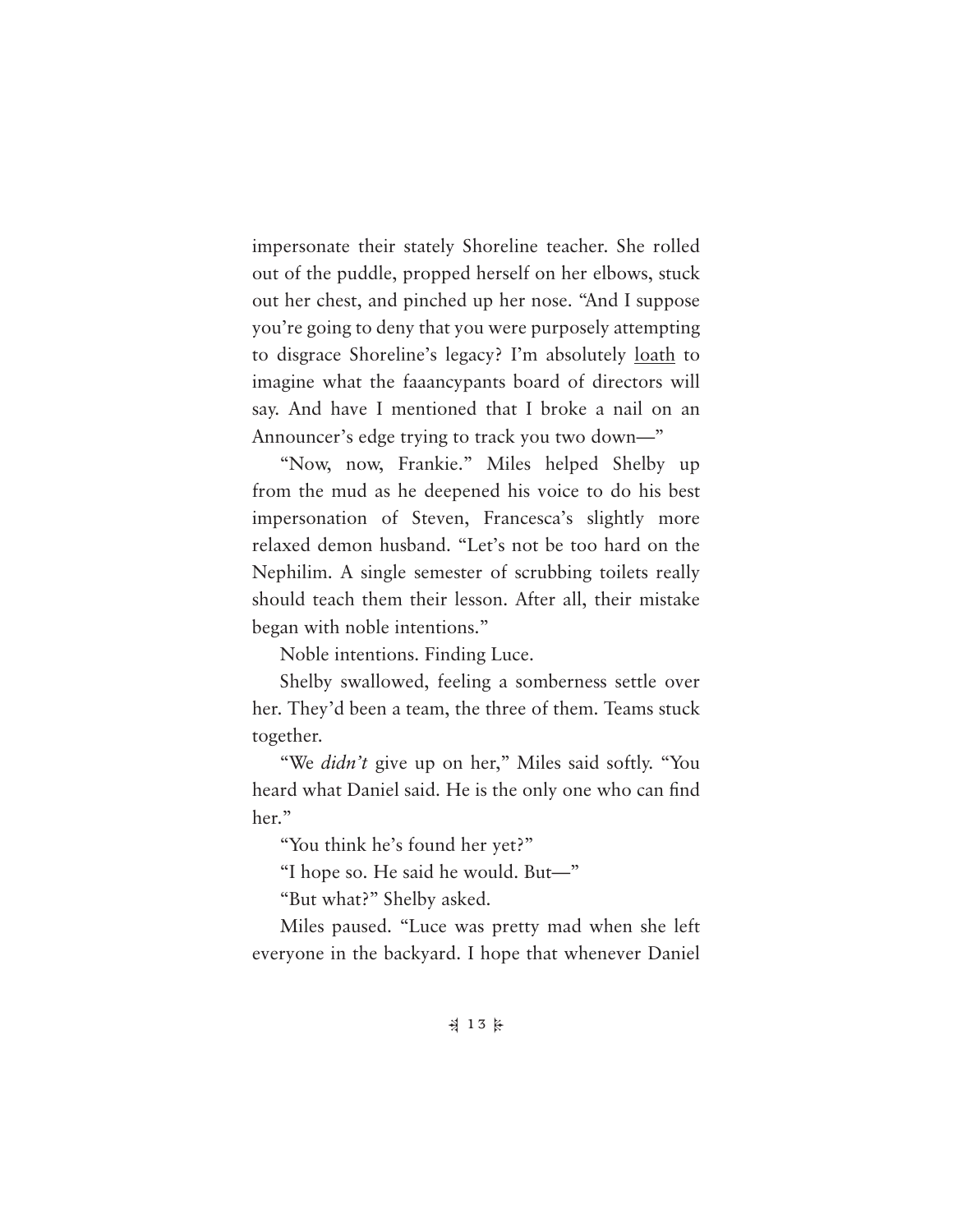impersonate their stately Shoreline teacher. She rolled out of the puddle, propped herself on her elbows, stuck out her chest, and pinched up her nose. "And I suppose you're going to deny that you were purposely attempting to disgrace Shoreline's legacy? I'm absolutely loath to imagine what the faaancypants board of directors will say. And have I mentioned that I broke a nail on an Announcer's edge trying to track you two down—"

"Now, now, Frankie." Miles helped Shelby up from the mud as he deepened his voice to do his best impersonation of Steven, Francesca's slightly more relaxed demon husband. "Let's not be too hard on the Nephilim. A single semester of scrubbing toilets really should teach them their lesson. After all, their mistake began with noble intentions."

Noble intentions. Finding Luce.

Shelby swallowed, feeling a somberness settle over her. They'd been a team, the three of them. Teams stuck together.

"We *didn't* give up on her," Miles said softly. "You heard what Daniel said. He is the only one who can find her."

"You think he's found her yet?"

"I hope so. He said he would. But—"

"But what?" Shelby asked.

Miles paused. "Luce was pretty mad when she left everyone in the backyard. I hope that whenever Daniel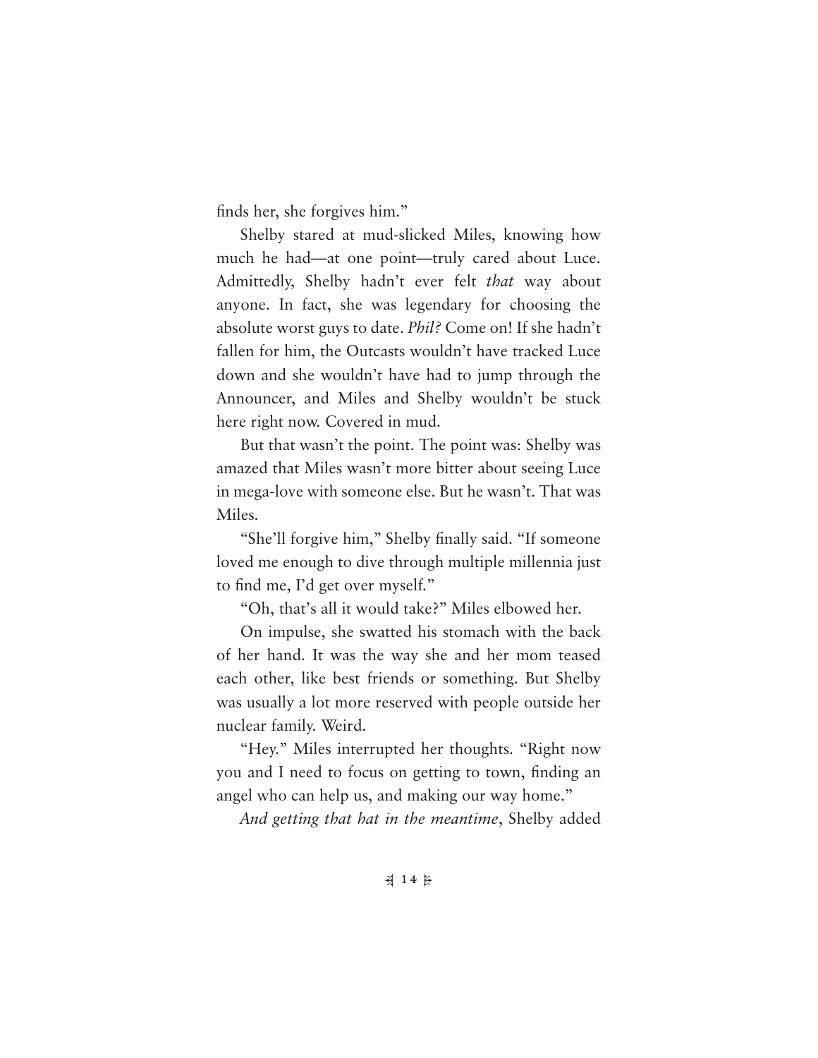finds her, she forgives him."

Shelby stared at mud-slicked Miles, knowing how much he had—at one point—truly cared about Luce. Admittedly, Shelby hadn't ever felt *that* way about anyone. In fact, she was legendary for choosing the absolute worst guys to date. *Phil?* Come on! If she hadn't fallen for him, the Outcasts wouldn't have tracked Luce down and she wouldn't have had to jump through the Announcer, and Miles and Shelby wouldn't be stuck here right now. Covered in mud.

But that wasn't the point. The point was: Shelby was amazed that Miles wasn't more bitter about seeing Luce in mega-love with someone else. But he wasn't. That was Miles.

"She'll forgive him," Shelby finally said. "If someone loved me enough to dive through multiple millennia just to find me, I'd get over myself."

"Oh, that's all it would take?" Miles elbowed her.

On impulse, she swatted his stomach with the back of her hand. It was the way she and her mom teased each other, like best friends or something. But Shelby was usually a lot more reserved with people outside her nuclear family. Weird.

"Hey." Miles interrupted her thoughts. "Right now you and I need to focus on getting to town, finding an angel who can help us, and making our way home."

*And getting that hat in the meantime*, Shelby added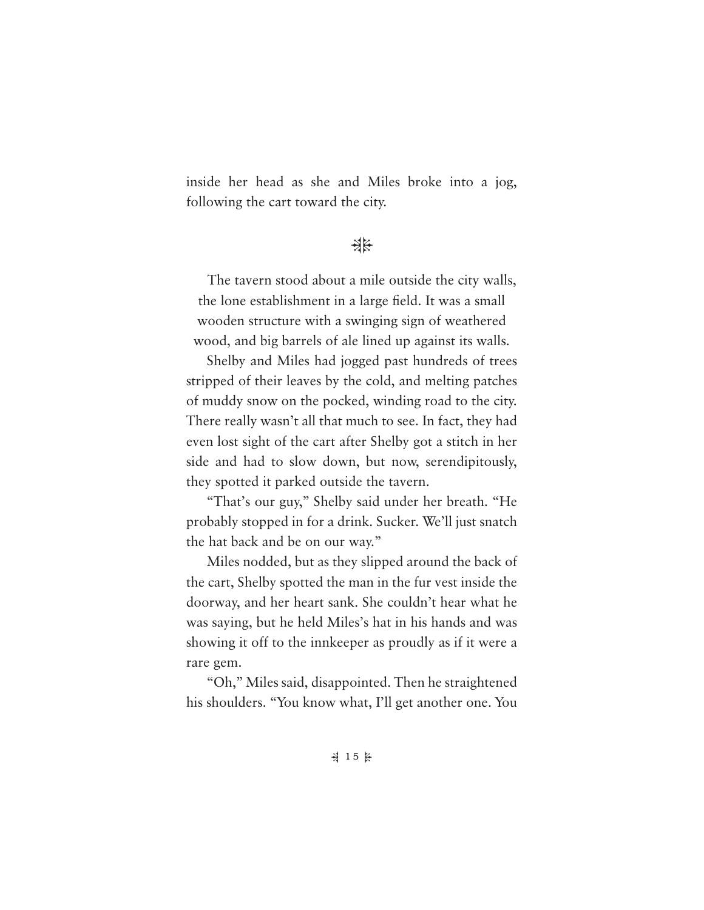inside her head as she and Miles broke into a jog, following the cart toward the city.

⁂

The tavern stood about a mile outside the city walls, the lone establishment in a large field. It was a small wooden structure with a swinging sign of weathered wood, and big barrels of ale lined up against its walls.

Shelby and Miles had jogged past hundreds of trees stripped of their leaves by the cold, and melting patches of muddy snow on the pocked, winding road to the city. There really wasn't all that much to see. In fact, they had even lost sight of the cart after Shelby got a stitch in her side and had to slow down, but now, serendipitously, they spotted it parked outside the tavern.

"That's our guy," Shelby said under her breath. "He probably stopped in for a drink. Sucker. We'll just snatch the hat back and be on our way."

Miles nodded, but as they slipped around the back of the cart, Shelby spotted the man in the fur vest inside the doorway, and her heart sank. She couldn't hear what he was saying, but he held Miles's hat in his hands and was showing it off to the innkeeper as proudly as if it were a rare gem.

"Oh," Miles said, disappointed. Then he straightened his shoulders. "You know what, I'll get another one. You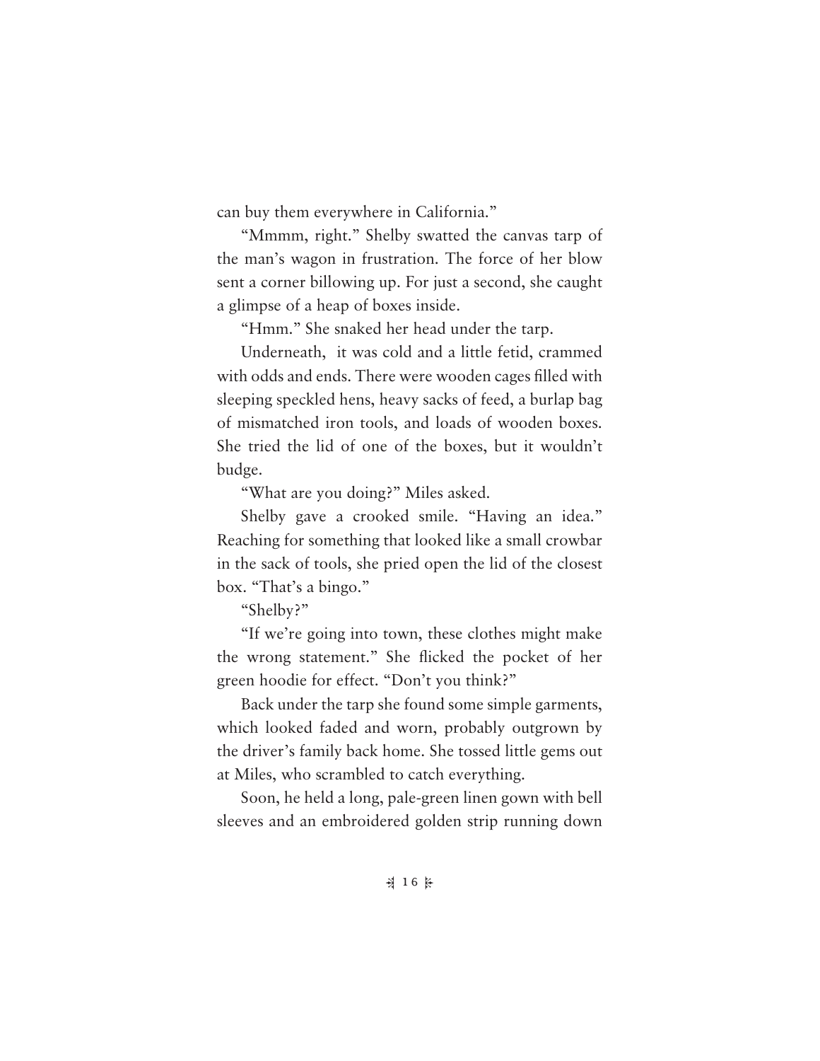can buy them everywhere in California."

"Mmmm, right." Shelby swatted the canvas tarp of the man's wagon in frustration. The force of her blow sent a corner billowing up. For just a second, she caught a glimpse of a heap of boxes inside.

"Hmm." She snaked her head under the tarp.

Underneath, it was cold and a little fetid, crammed with odds and ends. There were wooden cages filled with sleeping speckled hens, heavy sacks of feed, a burlap bag of mismatched iron tools, and loads of wooden boxes. She tried the lid of one of the boxes, but it wouldn't budge.

"What are you doing?" Miles asked.

Shelby gave a crooked smile. "Having an idea." Reaching for something that looked like a small crowbar in the sack of tools, she pried open the lid of the closest box. "That's a bingo."

"Shelby?"

"If we're going into town, these clothes might make the wrong statement." She flicked the pocket of her green hoodie for effect. "Don't you think?"

Back under the tarp she found some simple garments, which looked faded and worn, probably outgrown by the driver's family back home. She tossed little gems out at Miles, who scrambled to catch everything.

Soon, he held a long, pale-green linen gown with bell sleeves and an embroidered golden strip running down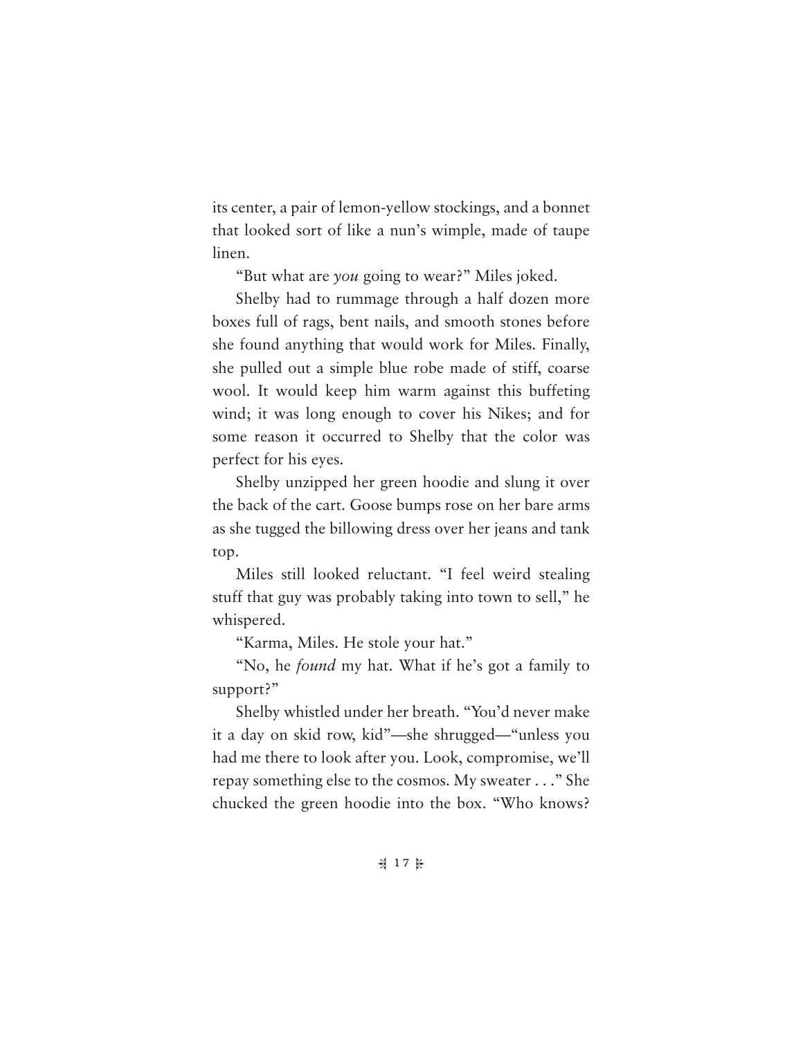its center, a pair of lemon-yellow stockings, and a bonnet that looked sort of like a nun's wimple, made of taupe linen.

"But what are *you* going to wear?" Miles joked.

Shelby had to rummage through a half dozen more boxes full of rags, bent nails, and smooth stones before she found anything that would work for Miles. Finally, she pulled out a simple blue robe made of stiff, coarse wool. It would keep him warm against this buffeting wind; it was long enough to cover his Nikes; and for some reason it occurred to Shelby that the color was perfect for his eyes.

Shelby unzipped her green hoodie and slung it over the back of the cart. Goose bumps rose on her bare arms as she tugged the billowing dress over her jeans and tank top.

Miles still looked reluctant. "I feel weird stealing stuff that guy was probably taking into town to sell," he whispered.

"Karma, Miles. He stole your hat."

"No, he *found* my hat. What if he's got a family to support?"

Shelby whistled under her breath. "You'd never make it a day on skid row, kid"—she shrugged—"unless you had me there to look after you. Look, compromise, we'll repay something else to the cosmos. My sweater . . ." She chucked the green hoodie into the box. "Who knows?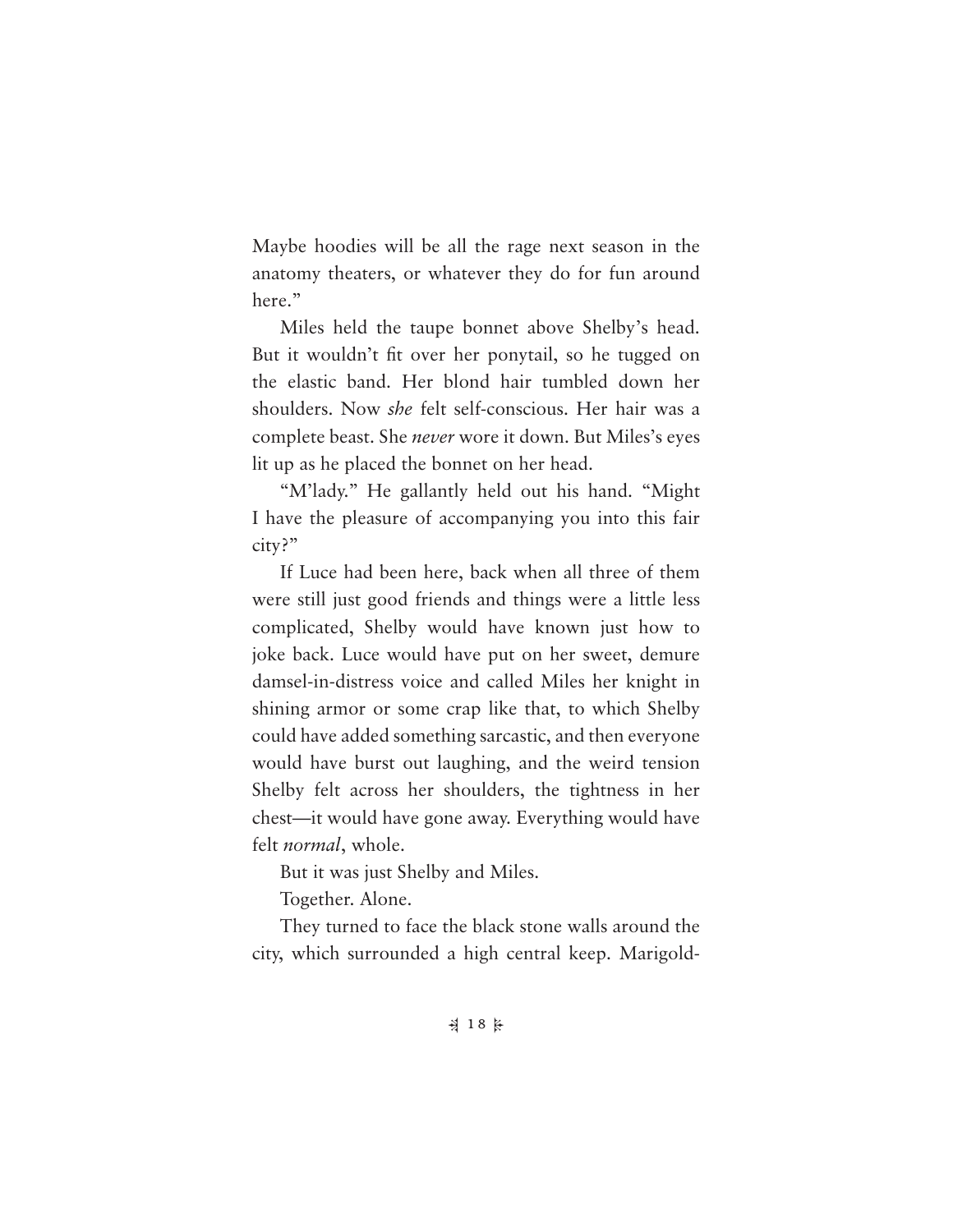Maybe hoodies will be all the rage next season in the anatomy theaters, or whatever they do for fun around here."

Miles held the taupe bonnet above Shelby's head. But it wouldn't fit over her ponytail, so he tugged on the elastic band. Her blond hair tumbled down her shoulders. Now *she* felt self-conscious. Her hair was a complete beast. She *never* wore it down. But Miles's eyes lit up as he placed the bonnet on her head.

"M'lady." He gallantly held out his hand. "Might I have the pleasure of accompanying you into this fair city?"

If Luce had been here, back when all three of them were still just good friends and things were a little less complicated, Shelby would have known just how to joke back. Luce would have put on her sweet, demure damsel-in-distress voice and called Miles her knight in shining armor or some crap like that, to which Shelby could have added something sarcastic, and then everyone would have burst out laughing, and the weird tension Shelby felt across her shoulders, the tightness in her chest—it would have gone away. Everything would have felt *normal*, whole.

But it was just Shelby and Miles.

Together. Alone.

They turned to face the black stone walls around the city, which surrounded a high central keep. Marigold-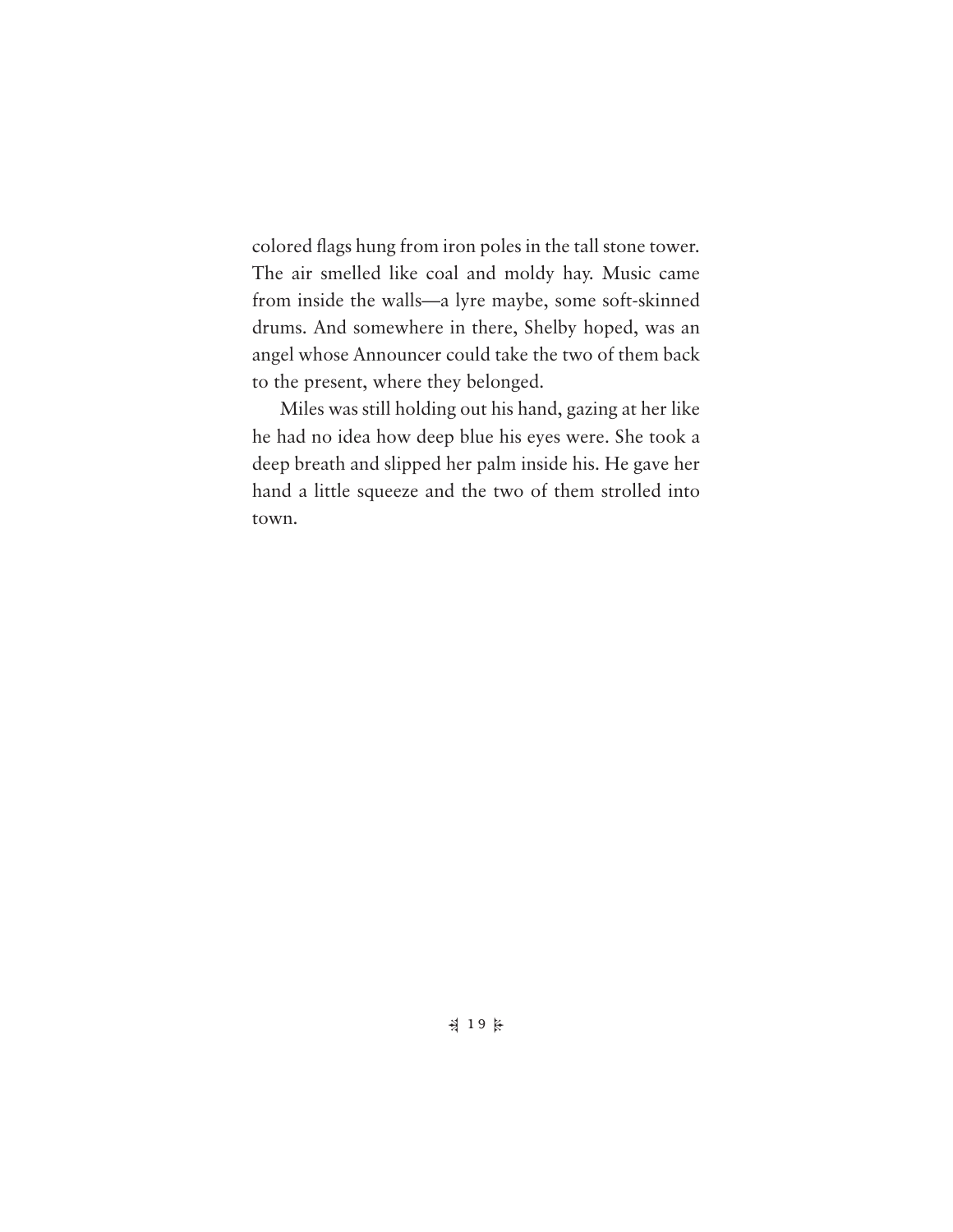colored flags hung from iron poles in the tall stone tower. The air smelled like coal and moldy hay. Music came from inside the walls—a lyre maybe, some soft-skinned drums. And somewhere in there, Shelby hoped, was an angel whose Announcer could take the two of them back to the present, where they belonged.

Miles was still holding out his hand, gazing at her like he had no idea how deep blue his eyes were. She took a deep breath and slipped her palm inside his. He gave her hand a little squeeze and the two of them strolled into town.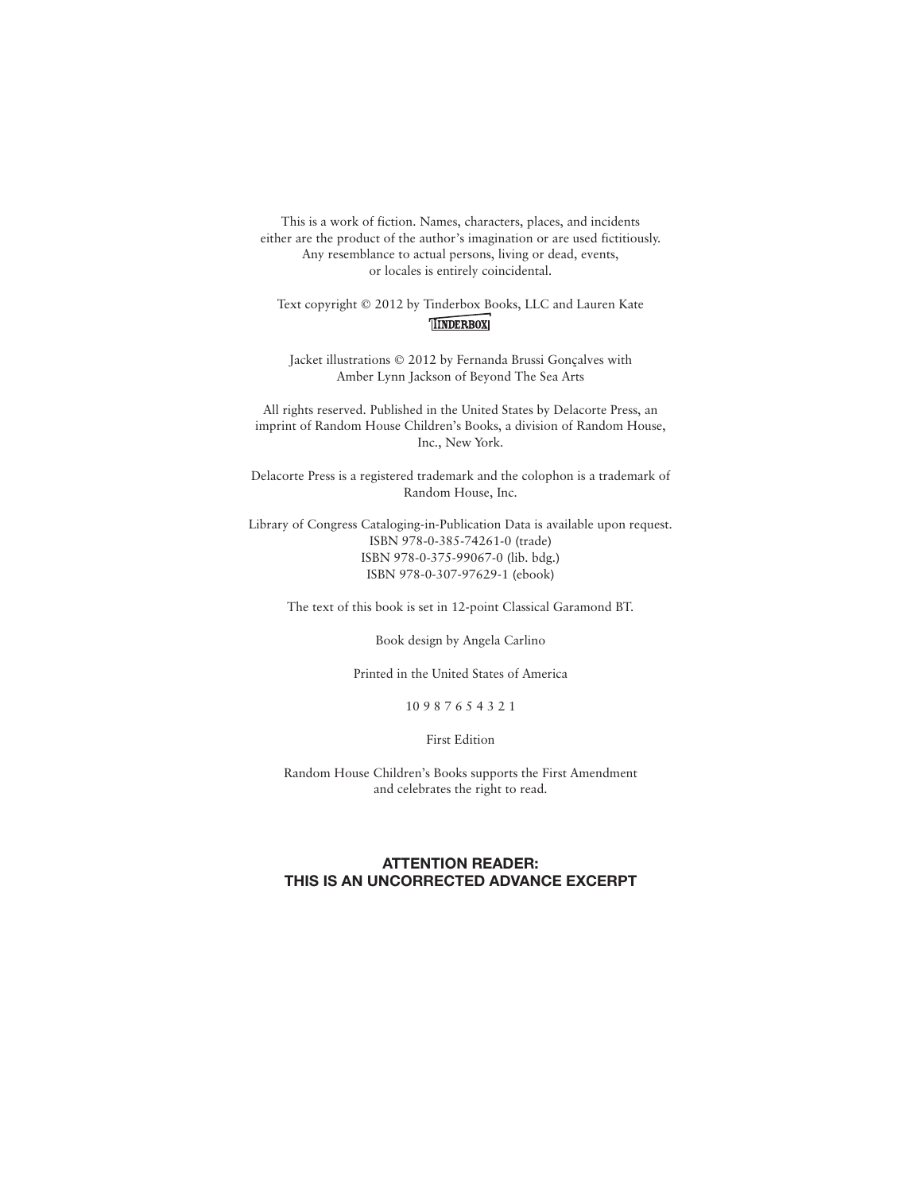This is a work of fiction. Names, characters, places, and incidents either are the product of the author's imagination or are used fictitiously. Any resemblance to actual persons, living or dead, events, or locales is entirely coincidental.

Text copyright © 2012 by Tinderbox Books, LLC and Lauren Kate
TINDERBOX

Jacket illustrations © 2012 by Fernanda Brussi Gonçalves with Amber Lynn Jackson of Beyond The Sea Arts

All rights reserved. Published in the United States by Delacorte Press, an imprint of Random House Children's Books, a division of Random House, Inc., New York.

Delacorte Press is a registered trademark and the colophon is a trademark of Random House, Inc.

Library of Congress Cataloging-in-Publication Data is available upon request.
ISBN 978-0-385-74261-0 (trade)
ISBN 978-0-375-99067-0 (lib. bdg.)
ISBN 978-0-307-97629-1 (ebook)

The text of this book is set in 12-point Classical Garamond BT.

Book design by Angela Carlino

Printed in the United States of America

10 9 8 7 6 5 4 3 2 1

First Edition

Random House Children's Books supports the First Amendment and celebrates the right to read.

**ATTENTION READER:**
**THIS IS AN UNCORRECTED ADVANCE EXCERPT**